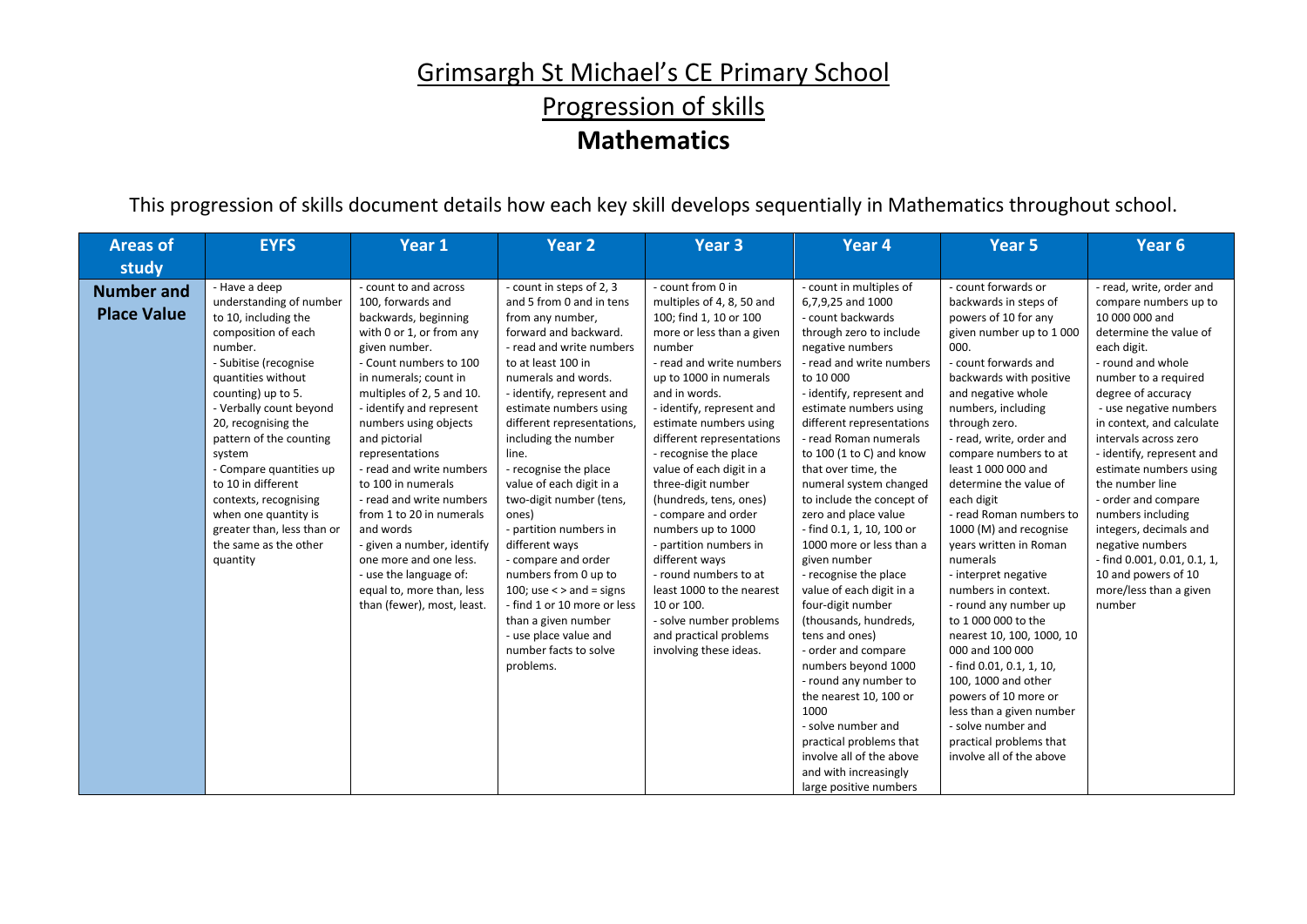# Grimsargh St Michael's CE Primary School

## Progression of skills

## Mathematics

This progression of skills document details how each key skill develops sequentially in Mathematics throughout school.

| Areas of study | EYFS | Year 1 | Year 2 | Year 3 | Year 4 | Year 5 | Year 6 |
|---|---|---|---|---|---|---|---|
| **Number and Place Value** | - Have a deep understanding of number to 10, including the composition of each number.<br>- Subitise (recognise quantities without counting) up to 5.<br>- Verbally count beyond 20, recognising the pattern of the counting system<br>- Compare quantities up to 10 in different contexts, recognising when one quantity is greater than, less than or the same as the other quantity | - count to and across 100, forwards and backwards, beginning with 0 or 1, or from any given number.<br>- Count numbers to 100 in numerals; count in multiples of 2, 5 and 10.<br>- identify and represent numbers using objects and pictorial representations<br>- read and write numbers to 100 in numerals<br>- read and write numbers from 1 to 20 in numerals and words<br>- given a number, identify one more and one less.<br>- use the language of: equal to, more than, less than (fewer), most, least. | - count in steps of 2, 3 and 5 from 0 and in tens from any number, forward and backward.<br>- read and write numbers to at least 100 in numerals and words.<br>- identify, represent and estimate numbers using different representations, including the number line.<br>- recognise the place value of each digit in a two-digit number (tens, ones)<br>- partition numbers in different ways<br>- compare and order numbers from 0 up to 100; use < > and = signs<br>- find 1 or 10 more or less than a given number<br>- use place value and number facts to solve problems. | - count from 0 in multiples of 4, 8, 50 and 100; find 1, 10 or 100 more or less than a given number<br>- read and write numbers up to 1000 in numerals and in words.<br>- identify, represent and estimate numbers using different representations<br>- recognise the place value of each digit in a three-digit number (hundreds, tens, ones)<br>- compare and order numbers up to 1000<br>- partition numbers in different ways<br>- round numbers to at least 1000 to the nearest 10 or 100.<br>- solve number problems and practical problems involving these ideas. | - count in multiples of 6,7,9,25 and 1000<br>- count backwards through zero to include negative numbers<br>- read and write numbers to 10 000<br>- identify, represent and estimate numbers using different representations<br>- read Roman numerals to 100 (1 to C) and know that over time, the numeral system changed to include the concept of zero and place value<br>- find 0.1, 1, 10, 100 or 1000 more or less than a given number<br>- recognise the place value of each digit in a four-digit number (thousands, hundreds, tens and ones)<br>- order and compare numbers beyond 1000<br>- round any number to the nearest 10, 100 or 1000<br>- solve number and practical problems that involve all of the above and with increasingly large positive numbers | - count forwards or backwards in steps of powers of 10 for any given number up to 1 000 000.<br>- count forwards and backwards with positive and negative whole numbers, including through zero.<br>- read, write, order and compare numbers to at least 1 000 000 and determine the value of each digit<br>- read Roman numbers to 1000 (M) and recognise years written in Roman numerals<br>- interpret negative numbers in context.<br>- round any number up to 1 000 000 to the nearest 10, 100, 1000, 10 000 and 100 000<br>- find 0.01, 0.1, 1, 10, 100, 1000 and other powers of 10 more or less than a given number<br>- solve number and practical problems that involve all of the above | - read, write, order and compare numbers up to 10 000 000 and determine the value of each digit.<br>- round and whole number to a required degree of accuracy<br>- use negative numbers in context, and calculate intervals across zero<br>- identify, represent and estimate numbers using the number line<br>- order and compare numbers including integers, decimals and negative numbers<br>- find 0.001, 0.01, 0.1, 1, 10 and powers of 10 more/less than a given number |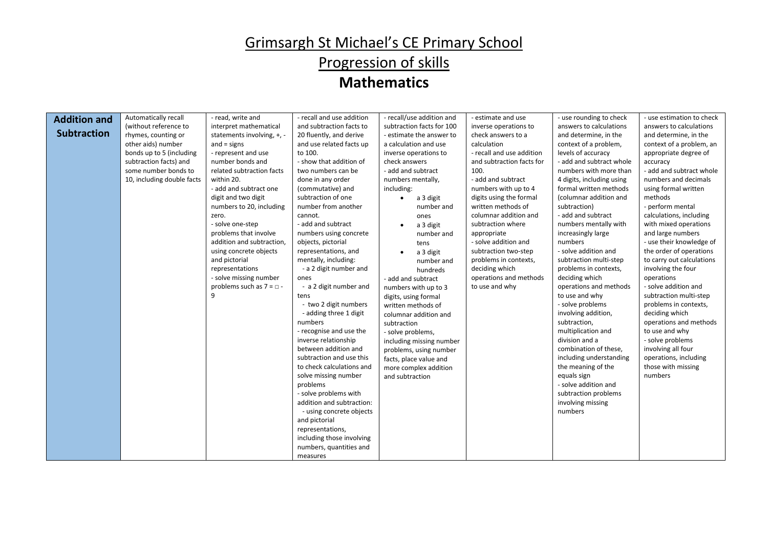# Grimsargh St Michael's CE Primary School

## Progression of skills

## **Mathematics**

| **Addition and Subtraction** | | | | | | | |
|---|---|---|---|---|---|---|---|
| | Automatically recall (without reference to rhymes, counting or other aids) number bonds up to 5 (including subtraction facts) and some number bonds to 10, including double facts | - read, write and interpret mathematical statements involving, +, - and = signs<br>- represent and use number bonds and related subtraction facts within 20.<br>- add and subtract one digit and two digit numbers to 20, including zero.<br>- solve one-step problems that involve addition and subtraction, using concrete objects and pictorial representations<br>- solve missing number problems such as 7 = □ - 9 | - recall and use addition and subtraction facts to 20 fluently, and derive and use related facts up to 100.<br>- show that addition of two numbers can be done in any order (commutative) and subtraction of one number from another cannot.<br>- add and subtract numbers using concrete objects, pictorial representations, and mentally, including:<br>- a 2 digit number and ones<br>- a 2 digit number and tens<br>- two 2 digit numbers<br>- adding three 1 digit numbers<br>- recognise and use the inverse relationship between addition and subtraction and use this to check calculations and solve missing number problems<br>- solve problems with addition and subtraction:<br>- using concrete objects and pictorial representations, including those involving numbers, quantities and measures | - recall/use addition and subtraction facts for 100<br>- estimate the answer to a calculation and use inverse operations to check answers<br>- add and subtract numbers mentally, including:<br>• a 3 digit number and ones<br>• a 3 digit number and tens<br>• a 3 digit number and hundreds<br>- add and subtract numbers with up to 3 digits, using formal written methods of columnar addition and subtraction<br>- solve problems, including missing number problems, using number facts, place value and more complex addition and subtraction | - estimate and use inverse operations to check answers to a calculation<br>- recall and use addition and subtraction facts for 100.<br>- add and subtract numbers with up to 4 digits using the formal written methods of columnar addition and subtraction where appropriate<br>- solve addition and subtraction two-step problems in contexts, deciding which operations and methods to use and why | - use rounding to check answers to calculations and determine, in the context of a problem, levels of accuracy<br>- add and subtract whole numbers with more than 4 digits, including using formal written methods (columnar addition and subtraction)<br>- add and subtract numbers mentally with increasingly large numbers<br>- solve addition and subtraction multi-step problems in contexts, deciding which operations and methods to use and why<br>- solve problems involving addition, subtraction, multiplication and division and a combination of these, including understanding the meaning of the equals sign<br>- solve addition and subtraction problems involving missing numbers | - use estimation to check answers to calculations and determine, in the context of a problem, an appropriate degree of accuracy<br>- add and subtract whole numbers and decimals using formal written methods<br>- perform mental calculations, including with mixed operations and large numbers<br>- use their knowledge of the order of operations to carry out calculations involving the four operations<br>- solve addition and subtraction multi-step problems in contexts, deciding which operations and methods to use and why<br>- solve problems involving all four operations, including those with missing numbers |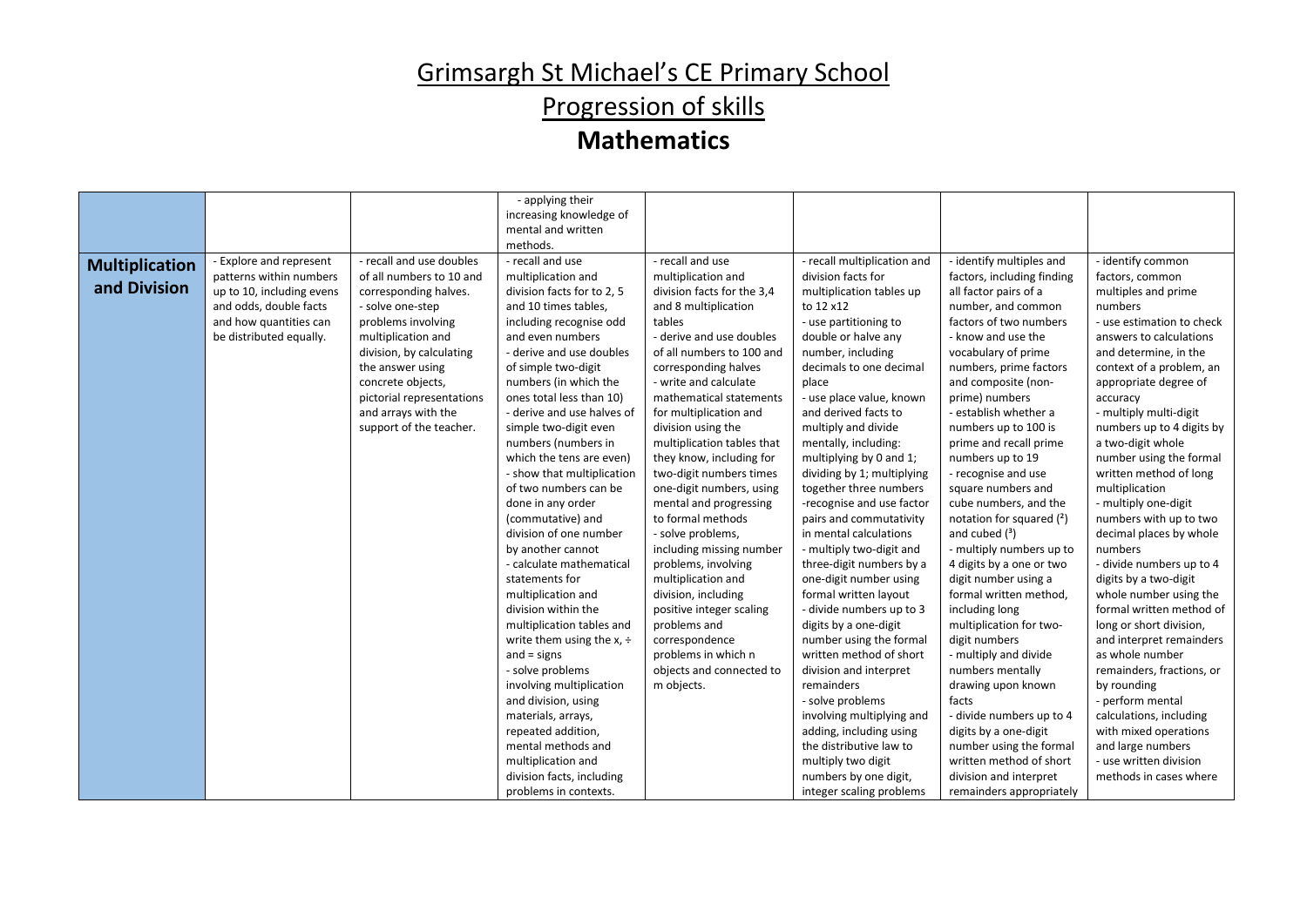# Grimsargh St Michael's CE Primary School

## Progression of skills

## Mathematics

| | | | | | | | |
|---|---|---|---|---|---|---|---|
| | | | - applying their increasing knowledge of mental and written methods. | | | | |
| **Multiplication and Division** | - Explore and represent patterns within numbers up to 10, including evens and odds, double facts and how quantities can be distributed equally. | - recall and use doubles of all numbers to 10 and corresponding halves.<br>- solve one-step problems involving multiplication and division, by calculating the answer using concrete objects, pictorial representations and arrays with the support of the teacher. | - recall and use multiplication and division facts for to 2, 5 and 10 times tables, including recognise odd and even numbers<br>- derive and use doubles of simple two-digit numbers (in which the ones total less than 10)<br>- derive and use halves of simple two-digit even numbers (numbers in which the tens are even)<br>- show that multiplication of two numbers can be done in any order (commutative) and division of one number by another cannot<br>- calculate mathematical statements for multiplication and division within the multiplication tables and write them using the x, ÷ and = signs<br>- solve problems involving multiplication and division, using materials, arrays, repeated addition, mental methods and multiplication and division facts, including problems in contexts. | - recall and use multiplication and division facts for the 3,4 and 8 multiplication tables<br>- derive and use doubles of all numbers to 100 and corresponding halves<br>- write and calculate mathematical statements for multiplication and division using the multiplication tables that they know, including for two-digit numbers times one-digit numbers, using mental and progressing to formal methods<br>- solve problems, including missing number problems, involving multiplication and division, including positive integer scaling problems and correspondence problems in which n objects and connected to m objects. | - recall multiplication and division facts for multiplication tables up to 12 x12<br>- use partitioning to double or halve any number, including decimals to one decimal place<br>- use place value, known and derived facts to multiply and divide mentally, including: multiplying by 0 and 1; dividing by 1; multiplying together three numbers<br>-recognise and use factor pairs and commutativity in mental calculations<br>- multiply two-digit and three-digit numbers by a one-digit number using formal written layout<br>- divide numbers up to 3 digits by a one-digit number using the formal written method of short division and interpret remainders<br>- solve problems involving multiplying and adding, including using the distributive law to multiply two digit numbers by one digit, integer scaling problems | - identify multiples and factors, including finding all factor pairs of a number, and common factors of two numbers<br>- know and use the vocabulary of prime numbers, prime factors and composite (non-prime) numbers<br>- establish whether a numbers up to 100 is prime and recall prime numbers up to 19<br>- recognise and use square numbers and cube numbers, and the notation for squared ($^2$) and cubed ($^3$)<br>- multiply numbers up to 4 digits by a one or two digit number using a formal written method, including long multiplication for two-digit numbers<br>- multiply and divide numbers mentally drawing upon known facts<br>- divide numbers up to 4 digits by a one-digit number using the formal written method of short division and interpret remainders appropriately | - identify common factors, common multiples and prime numbers<br>- use estimation to check answers to calculations and determine, in the context of a problem, an appropriate degree of accuracy<br>- multiply multi-digit numbers up to 4 digits by a two-digit whole number using the formal written method of long multiplication<br>- multiply one-digit numbers with up to two decimal places by whole numbers<br>- divide numbers up to 4 digits by a two-digit whole number using the formal written method of long or short division, and interpret remainders as whole number remainders, fractions, or by rounding<br>- perform mental calculations, including with mixed operations and large numbers<br>- use written division methods in cases where |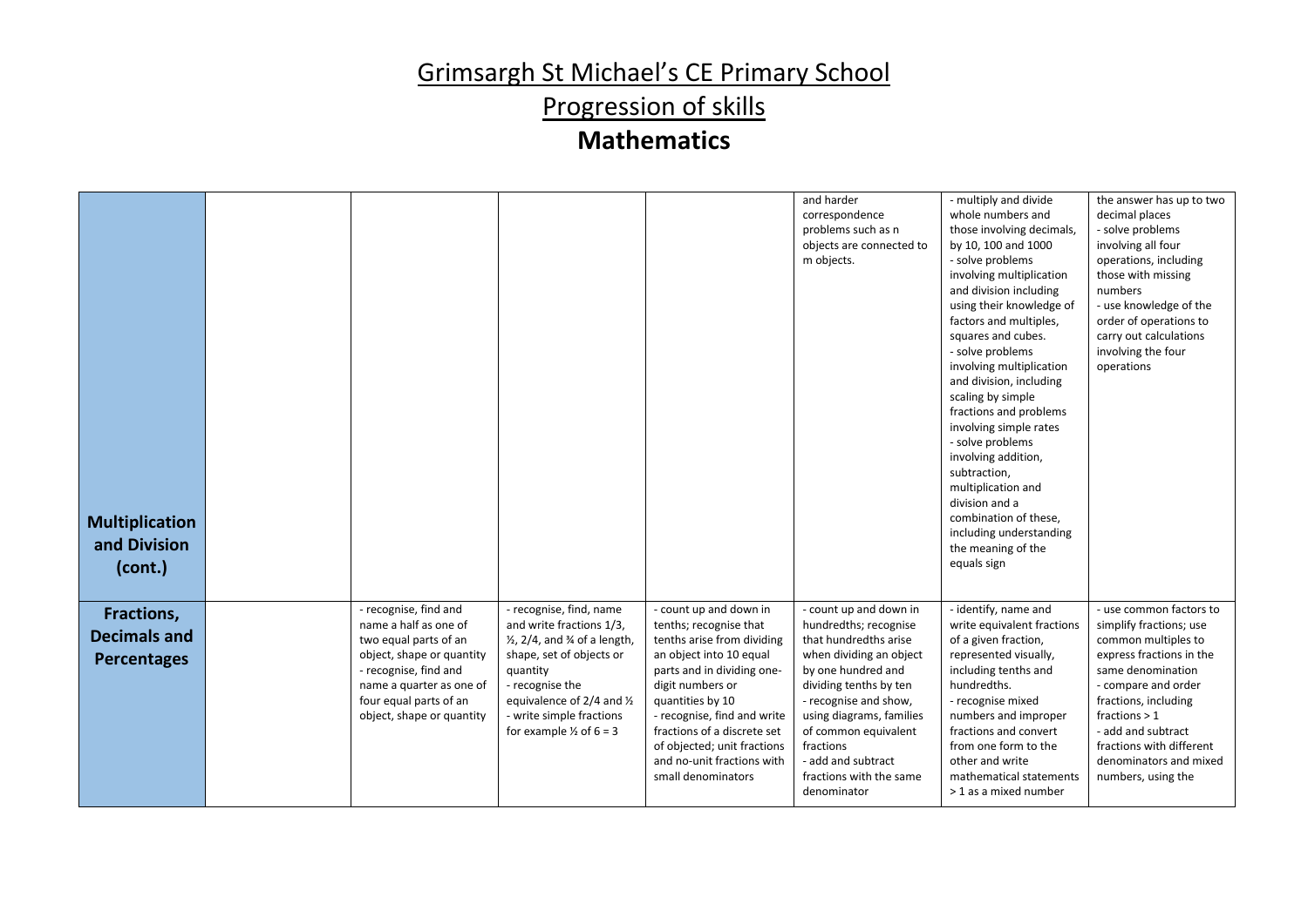# Grimsargh St Michael's CE Primary School

# Progression of skills

# Mathematics

| | | | | | | | |
|---|---|---|---|---|---|---|---|
| **Multiplication and Division (cont.)** | | | | | and harder correspondence problems such as n objects are connected to m objects. | - multiply and divide whole numbers and those involving decimals, by 10, 100 and 1000<br>- solve problems involving multiplication and division including using their knowledge of factors and multiples, squares and cubes.<br>- solve problems involving multiplication and division, including scaling by simple fractions and problems involving simple rates<br>- solve problems involving addition, subtraction, multiplication and division and a combination of these, including understanding the meaning of the equals sign | the answer has up to two decimal places<br>- solve problems involving all four operations, including those with missing numbers<br>- use knowledge of the order of operations to carry out calculations involving the four operations |
| **Fractions, Decimals and Percentages** | | - recognise, find and name a half as one of two equal parts of an object, shape or quantity<br>- recognise, find and name a quarter as one of four equal parts of an object, shape or quantity | - recognise, find, name and write fractions 1/3, ¼, 2/4, and ¾ of a length, shape, set of objects or quantity<br>- recognise the equivalence of 2/4 and ½<br>- write simple fractions for example ½ of 6 = 3 | - count up and down in tenths; recognise that tenths arise from dividing an object into 10 equal parts and in dividing one-digit numbers or quantities by 10<br>- recognise, find and write fractions of a discrete set of objected; unit fractions and no-unit fractions with small denominators | - count up and down in hundredths; recognise that hundredths arise when dividing an object by one hundred and dividing tenths by ten<br>- recognise and show, using diagrams, families of common equivalent fractions<br>- add and subtract fractions with the same denominator | - identify, name and write equivalent fractions of a given fraction, represented visually, including tenths and hundredths.<br>- recognise mixed numbers and improper fractions and convert from one form to the other and write mathematical statements > 1 as a mixed number | - use common factors to simplify fractions; use common multiples to express fractions in the same denomination<br>- compare and order fractions, including fractions > 1<br>- add and subtract fractions with different denominators and mixed numbers, using the |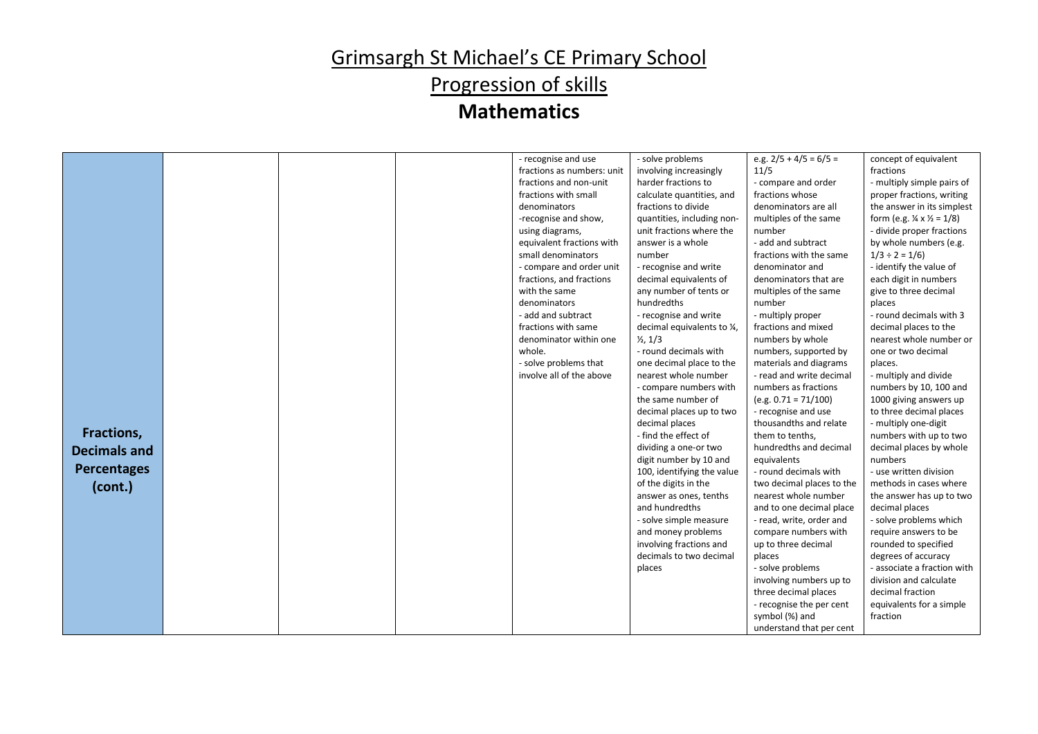# Grimsargh St Michael's CE Primary School

## Progression of skills

## **Mathematics**

| | | | | | | | |
|---|---|---|---|---|---|---|---|
| **Fractions, Decimals and Percentages (cont.)** | | | | - recognise and use fractions as numbers: unit fractions and non-unit fractions with small denominators<br>-recognise and show, using diagrams, equivalent fractions with small denominators<br>- compare and order unit fractions, and fractions with the same denominators<br>- add and subtract fractions with same denominator within one whole.<br>- solve problems that involve all of the above | - solve problems involving increasingly harder fractions to calculate quantities, and fractions to divide quantities, including non-unit fractions where the answer is a whole number<br>- recognise and write decimal equivalents of any number of tents or hundredths<br>- recognise and write decimal equivalents to ¼, ½, 1/3<br>- round decimals with one decimal place to the nearest whole number<br>- compare numbers with the same number of decimal places up to two decimal places<br>- find the effect of dividing a one-or two digit number by 10 and 100, identifying the value of the digits in the answer as ones, tenths and hundredths<br>- solve simple measure and money problems involving fractions and decimals to two decimal places | e.g. $2/5 + 4/5 = 6/5 = 11/5$<br>- compare and order fractions whose denominators are all multiples of the same number<br>- add and subtract fractions with the same denominator and denominators that are multiples of the same number<br>- multiply proper fractions and mixed numbers by whole numbers, supported by materials and diagrams<br>- read and write decimal numbers as fractions (e.g. $0.71 = 71/100$)<br>- recognise and use thousandths and relate them to tenths, hundredths and decimal equivalents<br>- round decimals with two decimal places to the nearest whole number and to one decimal place<br>- read, write, order and compare numbers with up to three decimal places<br>- solve problems involving numbers up to three decimal places<br>- recognise the per cent symbol (%) and understand that per cent | concept of equivalent fractions<br>- multiply simple pairs of proper fractions, writing the answer in its simplest form (e.g. ¼ x ½ = 1/8)<br>- divide proper fractions by whole numbers (e.g. $1/3 \div 2 = 1/6$)<br>- identify the value of each digit in numbers give to three decimal places<br>- round decimals with 3 decimal places to the nearest whole number or one or two decimal places.<br>- multiply and divide numbers by 10, 100 and 1000 giving answers up to three decimal places<br>- multiply one-digit numbers with up to two decimal places by whole numbers<br>- use written division methods in cases where the answer has up to two decimal places<br>- solve problems which require answers to be rounded to specified degrees of accuracy<br>- associate a fraction with division and calculate decimal fraction equivalents for a simple fraction |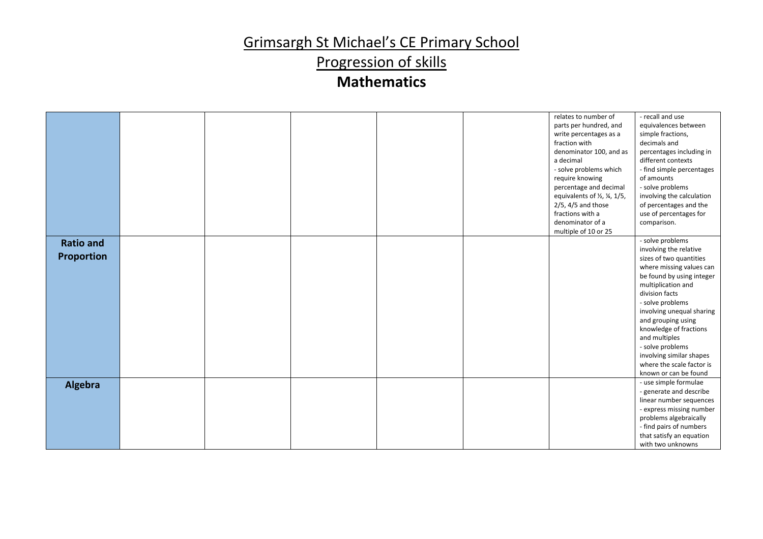# Grimsargh St Michael's CE Primary School

# Progression of skills

# Mathematics

| | | | | | | | |
|---|---|---|---|---|---|---|---|
| | | | | | | relates to number of parts per hundred, and write percentages as a fraction with denominator 100, and as a decimal<br>- solve problems which require knowing percentage and decimal equivalents of ½, ¼, 1/5, 2/5, 4/5 and those fractions with a denominator of a multiple of 10 or 25 | - recall and use equivalences between simple fractions, decimals and percentages including in different contexts<br>- find simple percentages of amounts<br>- solve problems involving the calculation of percentages and the use of percentages for comparison. |
| **Ratio and Proportion** | | | | | | | - solve problems involving the relative sizes of two quantities where missing values can be found by using integer multiplication and division facts<br>- solve problems involving unequal sharing and grouping using knowledge of fractions and multiples<br>- solve problems involving similar shapes where the scale factor is known or can be found |
| **Algebra** | | | | | | | - use simple formulae<br>- generate and describe linear number sequences<br>- express missing number problems algebraically<br>- find pairs of numbers that satisfy an equation with two unknowns |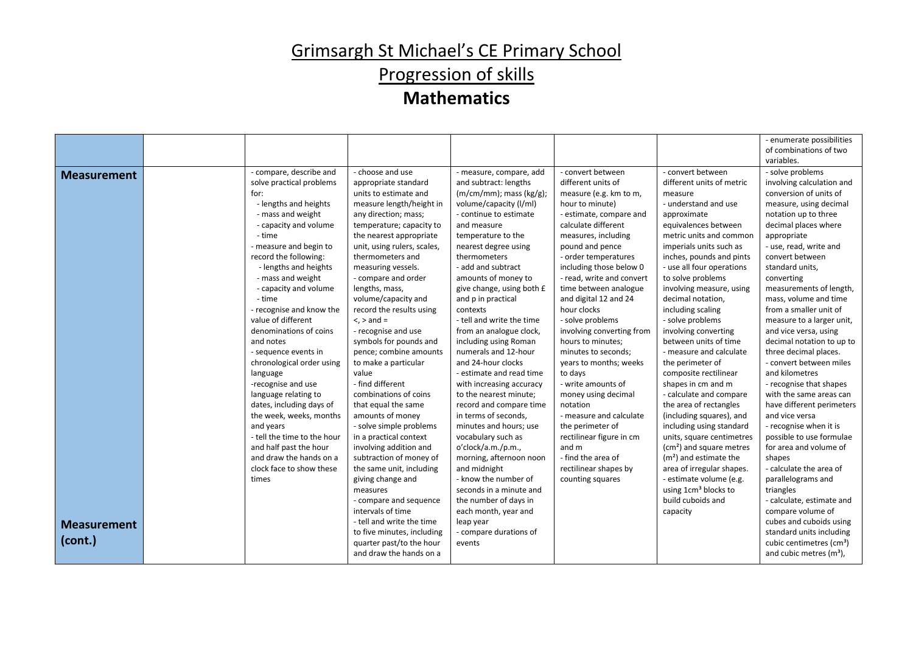# Grimsargh St Michael's CE Primary School

## Progression of skills

# Mathematics

| | | | | | | | |
|---|---|---|---|---|---|---|---|
| | | | | | | | - enumerate possibilities of combinations of two variables. |
| **Measurement**<br><br>**Measurement (cont.)** | | - compare, describe and solve practical problems for:<br>- lengths and heights<br>- mass and weight<br>- capacity and volume<br>- time<br>- measure and begin to record the following:<br>- lengths and heights<br>- mass and weight<br>- capacity and volume<br>- time<br>- recognise and know the value of different denominations of coins and notes<br>- sequence events in chronological order using language<br>-recognise and use language relating to dates, including days of the week, weeks, months and years<br>- tell the time to the hour and half past the hour and draw the hands on a clock face to show these times | - choose and use appropriate standard units to estimate and measure length/height in any direction; mass; temperature; capacity to the nearest appropriate unit, using rulers, scales, thermometers and measuring vessels.<br>- compare and order lengths, mass, volume/capacity and record the results using <, > and =<br>- recognise and use symbols for pounds and pence; combine amounts to make a particular value<br>- find different combinations of coins that equal the same amounts of money<br>- solve simple problems in a practical context involving addition and subtraction of money of the same unit, including giving change and measures<br>- compare and sequence intervals of time<br>- tell and write the time to five minutes, including quarter past/to the hour and draw the hands on a | - measure, compare, add and subtract: lengths (m/cm/mm); mass (kg/g); volume/capacity (l/ml)<br>- continue to estimate and measure temperature to the nearest degree using thermometers<br>- add and subtract amounts of money to give change, using both £ and p in practical contexts<br>- tell and write the time from an analogue clock, including using Roman numerals and 12-hour and 24-hour clocks<br>- estimate and read time with increasing accuracy to the nearest minute; record and compare time in terms of seconds, minutes and hours; use vocabulary such as o'clock/a.m./p.m., morning, afternoon noon and midnight<br>- know the number of seconds in a minute and the number of days in each month, year and leap year<br>- compare durations of events | - convert between different units of measure (e.g. km to m, hour to minute)<br>- estimate, compare and calculate different measures, including pound and pence<br>- order temperatures including those below 0<br>- read, write and convert time between analogue and digital 12 and 24 hour clocks<br>- solve problems involving converting from hours to minutes; minutes to seconds; years to months; weeks to days<br>- write amounts of money using decimal notation<br>- measure and calculate the perimeter of rectilinear figure in cm and m<br>- find the area of rectilinear shapes by counting squares | - convert between different units of metric measure<br>- understand and use approximate equivalences between metric units and common imperials units such as inches, pounds and pints<br>- use all four operations to solve problems involving measure, using decimal notation, including scaling<br>- solve problems involving converting between units of time<br>- measure and calculate the perimeter of composite rectilinear shapes in cm and m<br>- calculate and compare the area of rectangles (including squares), and including using standard units, square centimetres ($cm^2$) and square metres ($m^2$) and estimate the area of irregular shapes.<br>- estimate volume (e.g. using $1cm^3$ blocks to build cuboids and capacity | - solve problems involving calculation and conversion of units of measure, using decimal notation up to three decimal places where appropriate<br>- use, read, write and convert between standard units, converting measurements of length, mass, volume and time from a smaller unit of measure to a larger unit, and vice versa, using decimal notation to up to three decimal places.<br>- convert between miles and kilometres<br>- recognise that shapes with the same areas can have different perimeters and vice versa<br>- recognise when it is possible to use formulae for area and volume of shapes<br>- calculate the area of parallelograms and triangles<br>- calculate, estimate and compare volume of cubes and cuboids using standard units including cubic centimetres ($cm^3$) and cubic metres ($m^3$), |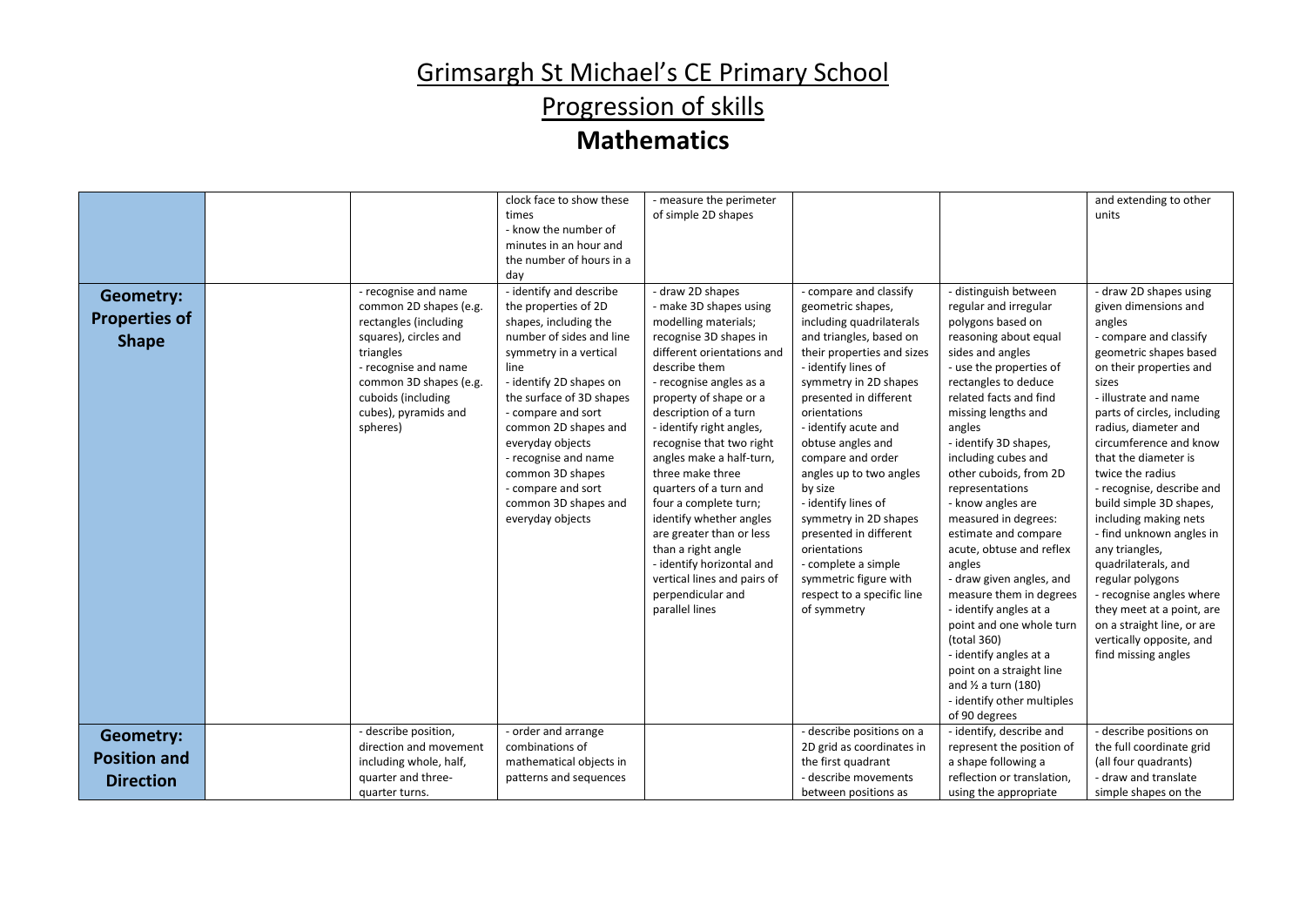# Grimsargh St Michael's CE Primary School

# Progression of skills

# Mathematics

| | | | | | | | |
|---|---|---|---|---|---|---|---|
| | | | clock face to show these times<br>- know the number of minutes in an hour and the number of hours in a day | - measure the perimeter of simple 2D shapes | | | and extending to other units |
| **Geometry: Properties of Shape** | | - recognise and name common 2D shapes (e.g. rectangles (including squares), circles and triangles<br>- recognise and name common 3D shapes (e.g. cuboids (including cubes), pyramids and spheres) | - identify and describe the properties of 2D shapes, including the number of sides and line symmetry in a vertical line<br>- identify 2D shapes on the surface of 3D shapes<br>- compare and sort common 2D shapes and everyday objects<br>- recognise and name common 3D shapes<br>- compare and sort common 3D shapes and everyday objects | - draw 2D shapes<br>- make 3D shapes using modelling materials; recognise 3D shapes in different orientations and describe them<br>- recognise angles as a property of shape or a description of a turn<br>- identify right angles, recognise that two right angles make a half-turn, three make three quarters of a turn and four a complete turn; identify whether angles are greater than or less than a right angle<br>- identify horizontal and vertical lines and pairs of perpendicular and parallel lines | - compare and classify geometric shapes, including quadrilaterals and triangles, based on their properties and sizes<br>- identify lines of symmetry in 2D shapes presented in different orientations<br>- identify acute and obtuse angles and compare and order angles up to two angles by size<br>- identify lines of symmetry in 2D shapes presented in different orientations<br>- complete a simple symmetric figure with respect to a specific line of symmetry | - distinguish between regular and irregular polygons based on reasoning about equal sides and angles<br>- use the properties of rectangles to deduce related facts and find missing lengths and angles<br>- identify 3D shapes, including cubes and other cuboids, from 2D representations<br>- know angles are measured in degrees: estimate and compare acute, obtuse and reflex angles<br>- draw given angles, and measure them in degrees<br>- identify angles at a point and one whole turn (total 360)<br>- identify angles at a point on a straight line and ½ a turn (180)<br>- identify other multiples of 90 degrees | - draw 2D shapes using given dimensions and angles<br>- compare and classify geometric shapes based on their properties and sizes<br>- illustrate and name parts of circles, including radius, diameter and circumference and know that the diameter is twice the radius<br>- recognise, describe and build simple 3D shapes, including making nets<br>- find unknown angles in any triangles, quadrilaterals, and regular polygons<br>- recognise angles where they meet at a point, are on a straight line, or are vertically opposite, and find missing angles |
| **Geometry: Position and Direction** | | - describe position, direction and movement including whole, half, quarter and three-quarter turns. | - order and arrange combinations of mathematical objects in patterns and sequences | | - describe positions on a 2D grid as coordinates in the first quadrant<br>- describe movements between positions as | - identify, describe and represent the position of a shape following a reflection or translation, using the appropriate | - describe positions on the full coordinate grid (all four quadrants)<br>- draw and translate simple shapes on the |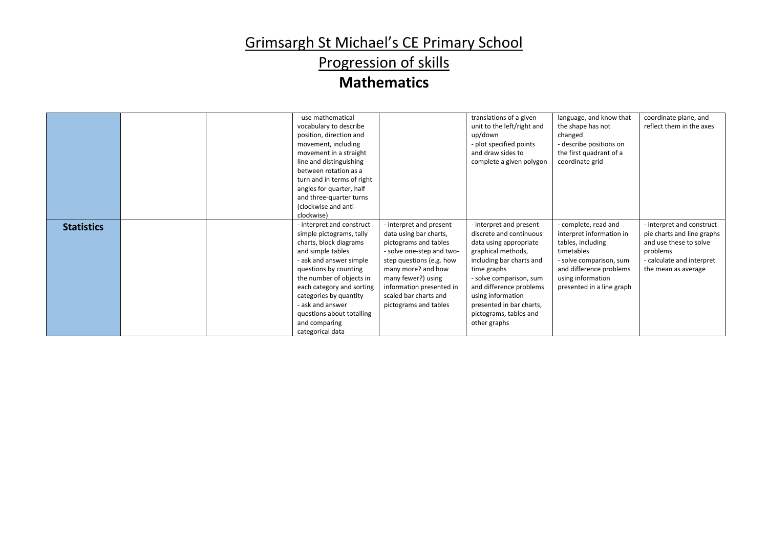# Grimsargh St Michael's CE Primary School

## Progression of skills

## **Mathematics**

| | | | | | | | |
|---|---|---|---|---|---|---|---|
| | | | - use mathematical vocabulary to describe position, direction and movement, including movement in a straight line and distinguishing between rotation as a turn and in terms of right angles for quarter, half and three-quarter turns (clockwise and anti-clockwise) | | translations of a given unit to the left/right and up/down<br>- plot specified points and draw sides to complete a given polygon | language, and know that the shape has not changed<br>- describe positions on the first quadrant of a coordinate grid | coordinate plane, and reflect them in the axes |
| **Statistics** | | | - interpret and construct simple pictograms, tally charts, block diagrams and simple tables<br>- ask and answer simple questions by counting the number of objects in each category and sorting categories by quantity<br>- ask and answer questions about totalling and comparing categorical data | - interpret and present data using bar charts, pictograms and tables<br>- solve one-step and two-step questions (e.g. how many more? and how many fewer?) using information presented in scaled bar charts and pictograms and tables | - interpret and present discrete and continuous data using appropriate graphical methods, including bar charts and time graphs<br>- solve comparison, sum and difference problems using information presented in bar charts, pictograms, tables and other graphs | - complete, read and interpret information in tables, including timetables<br>- solve comparison, sum and difference problems using information presented in a line graph | - interpret and construct pie charts and line graphs and use these to solve problems<br>- calculate and interpret the mean as average |